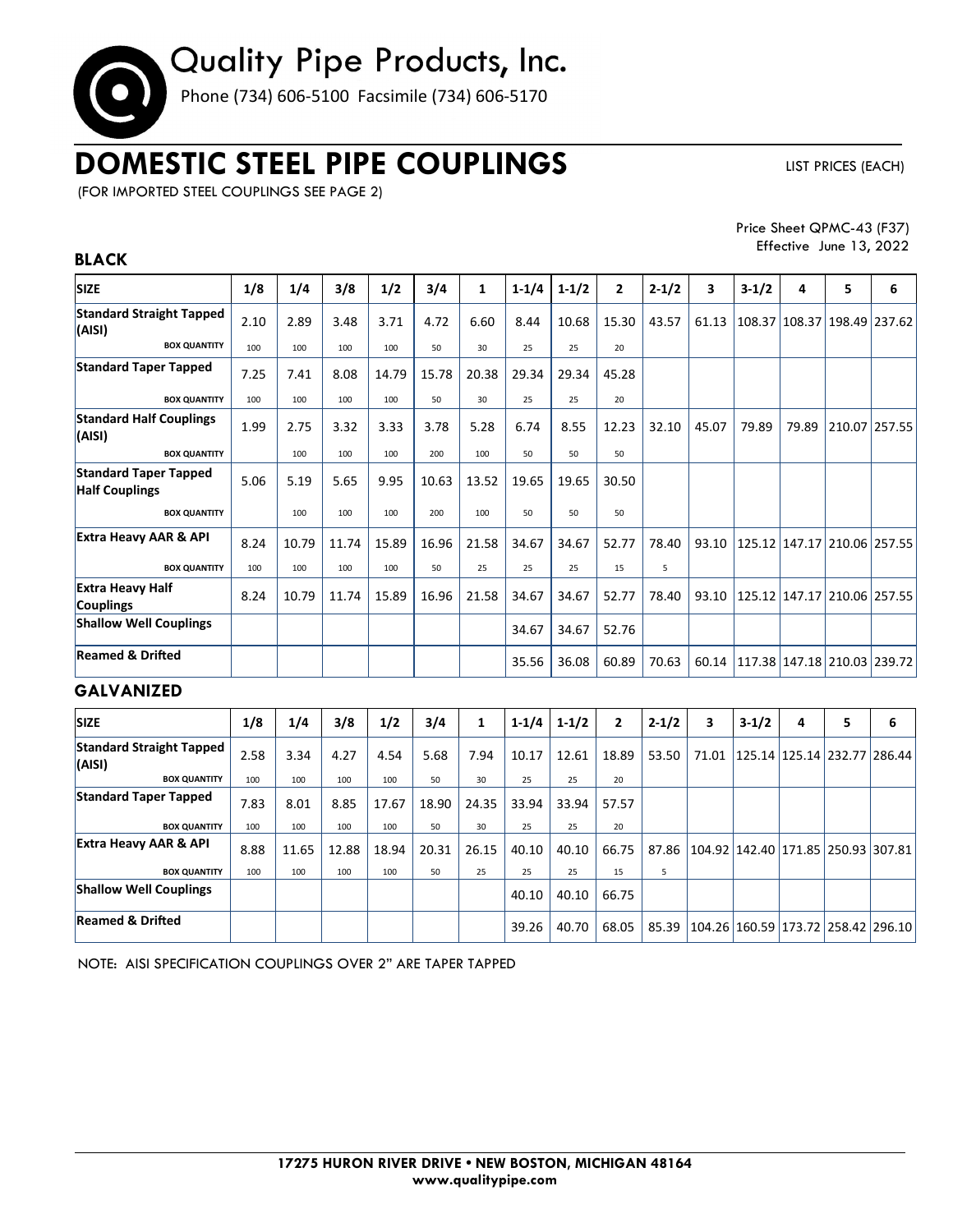# Quality Pipe Products, Inc.

Phone (734) 606-5100 Facsimile (734) 606-5170

# DOMESTIC STEEL PIPE COUPLINGS

LIST PRICES (EACH)

(FOR IMPORTED STEEL COUPLINGS SEE PAGE 2)

Price Sheet QPMC-43 (F37)
Effective June 13, 2022

## BLACK

| SIZE | 1/8 | 1/4 | 3/8 | 1/2 | 3/4 | 1 | 1-1/4 | 1-1/2 | 2 | 2-1/2 | 3 | 3-1/2 | 4 | 5 | 6 |
|---|---|---|---|---|---|---|---|---|---|---|---|---|---|---|---|
| **Standard Straight Tapped (AISI)** | 2.10 | 2.89 | 3.48 | 3.71 | 4.72 | 6.60 | 8.44 | 10.68 | 15.30 | 43.57 | 61.13 | 108.37 | 108.37 | 198.49 | 237.62 |
| **BOX QUANTITY** | 100 | 100 | 100 | 100 | 50 | 30 | 25 | 25 | 20 | | | | | | |
| **Standard Taper Tapped** | 7.25 | 7.41 | 8.08 | 14.79 | 15.78 | 20.38 | 29.34 | 29.34 | 45.28 | | | | | | |
| **BOX QUANTITY** | 100 | 100 | 100 | 100 | 50 | 30 | 25 | 25 | 20 | | | | | | |
| **Standard Half Couplings (AISI)** | 1.99 | 2.75 | 3.32 | 3.33 | 3.78 | 5.28 | 6.74 | 8.55 | 12.23 | 32.10 | 45.07 | 79.89 | 79.89 | 210.07 | 257.55 |
| **BOX QUANTITY** | | 100 | 100 | 100 | 200 | 100 | 50 | 50 | 50 | | | | | | |
| **Standard Taper Tapped Half Couplings** | 5.06 | 5.19 | 5.65 | 9.95 | 10.63 | 13.52 | 19.65 | 19.65 | 30.50 | | | | | | |
| **BOX QUANTITY** | | 100 | 100 | 100 | 200 | 100 | 50 | 50 | 50 | | | | | | |
| **Extra Heavy AAR & API** | 8.24 | 10.79 | 11.74 | 15.89 | 16.96 | 21.58 | 34.67 | 34.67 | 52.77 | 78.40 | 93.10 | 125.12 | 147.17 | 210.06 | 257.55 |
| **BOX QUANTITY** | 100 | 100 | 100 | 100 | 50 | 25 | 25 | 25 | 15 | 5 | | | | | |
| **Extra Heavy Half Couplings** | 8.24 | 10.79 | 11.74 | 15.89 | 16.96 | 21.58 | 34.67 | 34.67 | 52.77 | 78.40 | 93.10 | 125.12 | 147.17 | 210.06 | 257.55 |
| **Shallow Well Couplings** | | | | | | | 34.67 | 34.67 | 52.76 | | | | | | |
| **Reamed & Drifted** | | | | | | | 35.56 | 36.08 | 60.89 | 70.63 | 60.14 | 117.38 | 147.18 | 210.03 | 239.72 |

## GALVANIZED

| SIZE | 1/8 | 1/4 | 3/8 | 1/2 | 3/4 | 1 | 1-1/4 | 1-1/2 | 2 | 2-1/2 | 3 | 3-1/2 | 4 | 5 | 6 |
|---|---|---|---|---|---|---|---|---|---|---|---|---|---|---|---|
| **Standard Straight Tapped (AISI)** | 2.58 | 3.34 | 4.27 | 4.54 | 5.68 | 7.94 | 10.17 | 12.61 | 18.89 | 53.50 | 71.01 | 125.14 | 125.14 | 232.77 | 286.44 |
| **BOX QUANTITY** | 100 | 100 | 100 | 100 | 50 | 30 | 25 | 25 | 20 | | | | | | |
| **Standard Taper Tapped** | 7.83 | 8.01 | 8.85 | 17.67 | 18.90 | 24.35 | 33.94 | 33.94 | 57.57 | | | | | | |
| **BOX QUANTITY** | 100 | 100 | 100 | 100 | 50 | 30 | 25 | 25 | 20 | | | | | | |
| **Extra Heavy AAR & API** | 8.88 | 11.65 | 12.88 | 18.94 | 20.31 | 26.15 | 40.10 | 40.10 | 66.75 | 87.86 | 104.92 | 142.40 | 171.85 | 250.93 | 307.81 |
| **BOX QUANTITY** | 100 | 100 | 100 | 100 | 50 | 25 | 25 | 25 | 15 | 5 | | | | | |
| **Shallow Well Couplings** | | | | | | | 40.10 | 40.10 | 66.75 | | | | | | |
| **Reamed & Drifted** | | | | | | | 39.26 | 40.70 | 68.05 | 85.39 | 104.26 | 160.59 | 173.72 | 258.42 | 296.10 |

NOTE: AISI SPECIFICATION COUPLINGS OVER 2" ARE TAPER TAPPED

**17275 HURON RIVER DRIVE • NEW BOSTON, MICHIGAN 48164**
**www.qualitypipe.com**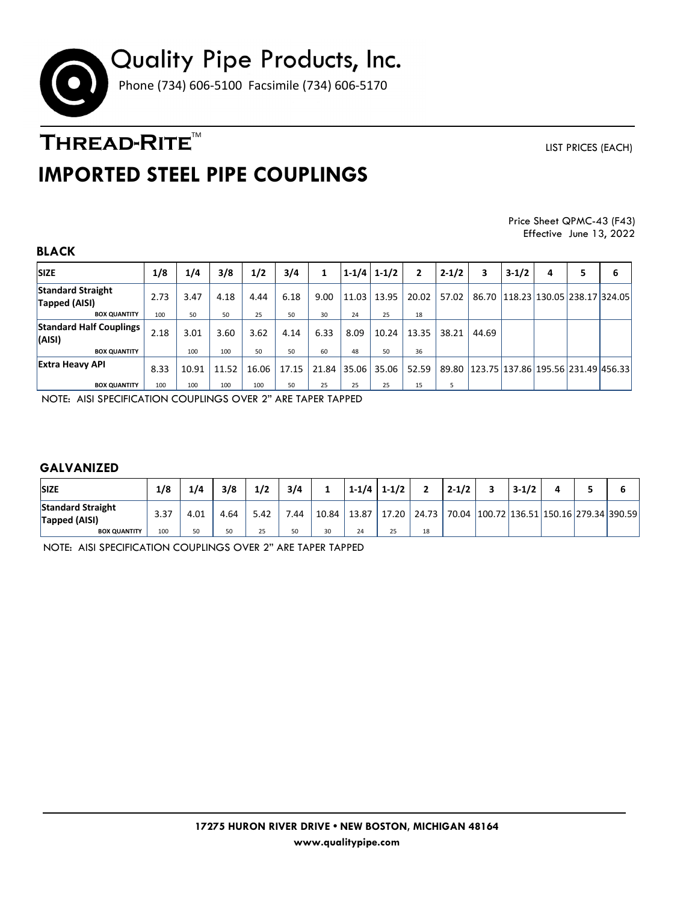# Quality Pipe Products, Inc.

Phone (734) 606-5100 Facsimile (734) 606-5170

## THREAD-RITE™

LIST PRICES (EACH)

# IMPORTED STEEL PIPE COUPLINGS

Price Sheet QPMC-43 (F43)
Effective June 13, 2022

### BLACK

| SIZE | 1/8 | 1/4 | 3/8 | 1/2 | 3/4 | 1 | 1-1/4 | 1-1/2 | 2 | 2-1/2 | 3 | 3-1/2 | 4 | 5 | 6 |
|---|---|---|---|---|---|---|---|---|---|---|---|---|---|---|---|
| **Standard Straight Tapped (AISI)** | 2.73 | 3.47 | 4.18 | 4.44 | 6.18 | 9.00 | 11.03 | 13.95 | 20.02 | 57.02 | 86.70 | 118.23 | 130.05 | 238.17 | 324.05 |
| **BOX QUANTITY** | 100 | 50 | 50 | 25 | 50 | 30 | 24 | 25 | 18 | | | | | | |
| **Standard Half Couplings (AISI)** | 2.18 | 3.01 | 3.60 | 3.62 | 4.14 | 6.33 | 8.09 | 10.24 | 13.35 | 38.21 | 44.69 | | | | |
| **BOX QUANTITY** | | 100 | 100 | 50 | 50 | 60 | 48 | 50 | 36 | | | | | | |
| **Extra Heavy API** | 8.33 | 10.91 | 11.52 | 16.06 | 17.15 | 21.84 | 35.06 | 35.06 | 52.59 | 89.80 | 123.75 | 137.86 | 195.56 | 231.49 | 456.33 |
| **BOX QUANTITY** | 100 | 100 | 100 | 100 | 50 | 25 | 25 | 25 | 15 | 5 | | | | | |

NOTE: AISI SPECIFICATION COUPLINGS OVER 2" ARE TAPER TAPPED

### GALVANIZED

| SIZE | 1/8 | 1/4 | 3/8 | 1/2 | 3/4 | 1 | 1-1/4 | 1-1/2 | 2 | 2-1/2 | 3 | 3-1/2 | 4 | 5 | 6 |
|---|---|---|---|---|---|---|---|---|---|---|---|---|---|---|---|
| **Standard Straight Tapped (AISI)** | 3.37 | 4.01 | 4.64 | 5.42 | 7.44 | 10.84 | 13.87 | 17.20 | 24.73 | 70.04 | 100.72 | 136.51 | 150.16 | 279.34 | 390.59 |
| **BOX QUANTITY** | 100 | 50 | 50 | 25 | 50 | 30 | 24 | 25 | 18 | | | | | | |

NOTE: AISI SPECIFICATION COUPLINGS OVER 2" ARE TAPER TAPPED

**17275 HURON RIVER DRIVE • NEW BOSTON, MICHIGAN 48164**
**www.qualitypipe.com**